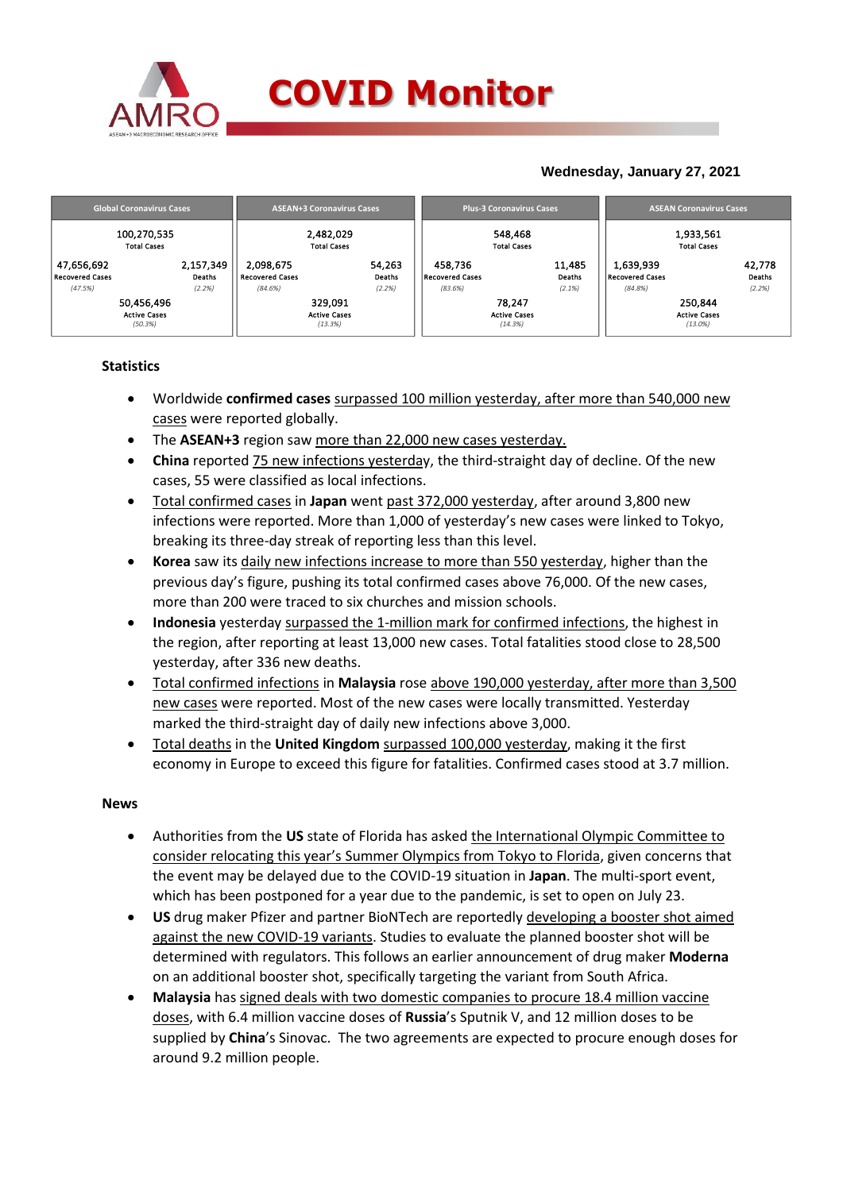# COVID Monitor

**Wednesday, January 27, 2021**

| Global Coronavirus Cases | | ASEAN+3 Coronavirus Cases | | Plus-3 Coronavirus Cases | | ASEAN Coronavirus Cases | |
|---|---|---|---|---|---|---|---|
| 100,270,535 Total Cases | | 2,482,029 Total Cases | | 548,468 Total Cases | | 1,933,561 Total Cases | |
| 47,656,692 Recovered Cases (47.5%) | 2,157,349 Deaths (2.2%) | 2,098,675 Recovered Cases (84.6%) | 54,263 Deaths (2.2%) | 458,736 Recovered Cases (83.6%) | 11,485 Deaths (2.1%) | 1,639,939 Recovered Cases (84.8%) | 42,778 Deaths (2.2%) |
| 50,456,496 Active Cases (50.3%) | | 329,091 Active Cases (13.3%) | | 78,247 Active Cases (14.3%) | | 250,844 Active Cases (13.0%) | |

## Statistics

- Worldwide **confirmed cases** surpassed 100 million yesterday, after more than 540,000 new cases were reported globally.
- The **ASEAN+3** region saw more than 22,000 new cases yesterday.
- **China** reported 75 new infections yesterday, the third-straight day of decline. Of the new cases, 55 were classified as local infections.
- Total confirmed cases in **Japan** went past 372,000 yesterday, after around 3,800 new infections were reported. More than 1,000 of yesterday's new cases were linked to Tokyo, breaking its three-day streak of reporting less than this level.
- **Korea** saw its daily new infections increase to more than 550 yesterday, higher than the previous day's figure, pushing its total confirmed cases above 76,000. Of the new cases, more than 200 were traced to six churches and mission schools.
- **Indonesia** yesterday surpassed the 1-million mark for confirmed infections, the highest in the region, after reporting at least 13,000 new cases. Total fatalities stood close to 28,500 yesterday, after 336 new deaths.
- Total confirmed infections in **Malaysia** rose above 190,000 yesterday, after more than 3,500 new cases were reported. Most of the new cases were locally transmitted. Yesterday marked the third-straight day of daily new infections above 3,000.
- Total deaths in the **United Kingdom** surpassed 100,000 yesterday, making it the first economy in Europe to exceed this figure for fatalities. Confirmed cases stood at 3.7 million.

## News

- Authorities from the **US** state of Florida has asked the International Olympic Committee to consider relocating this year's Summer Olympics from Tokyo to Florida, given concerns that the event may be delayed due to the COVID-19 situation in **Japan**. The multi-sport event, which has been postponed for a year due to the pandemic, is set to open on July 23.
- **US** drug maker Pfizer and partner BioNTech are reportedly developing a booster shot aimed against the new COVID-19 variants. Studies to evaluate the planned booster shot will be determined with regulators. This follows an earlier announcement of drug maker **Moderna** on an additional booster shot, specifically targeting the variant from South Africa.
- **Malaysia** has signed deals with two domestic companies to procure 18.4 million vaccine doses, with 6.4 million vaccine doses of **Russia**'s Sputnik V, and 12 million doses to be supplied by **China**'s Sinovac. The two agreements are expected to procure enough doses for around 9.2 million people.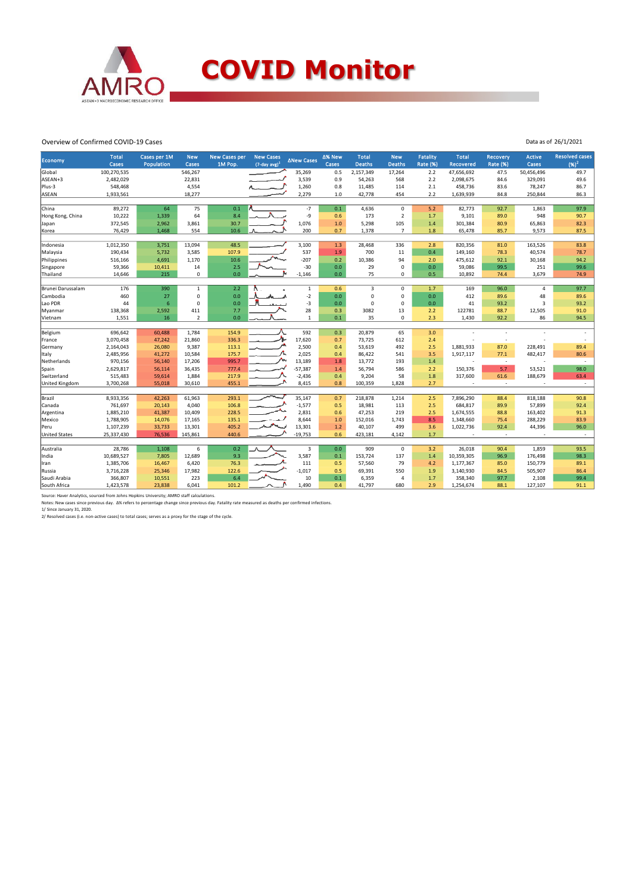# COVID Monitor

Overview of Confirmed COVID-19 Cases

Data as of 26/1/2021

| Economy | Total Cases | Cases per 1M Population | New Cases | New Cases per 1M Pop. | New Cases (7-day avg)[1] | ΔNew Cases | Δ% New Cases | Total Deaths | New Deaths | Fatality Rate (%) | Total Recovered | Recovery Rate (%) | Active Cases | Resolved cases (%)[2] |
|---|---|---|---|---|---|---|---|---|---|---|---|---|---|---|
| Global | 100,270,535 | | 546,267 | | | 35,269 | 0.5 | 2,157,349 | 17,264 | 2.2 | 47,656,692 | 47.5 | 50,456,496 | 49.7 |
| ASEAN+3 | 2,482,029 | | 22,831 | | | 3,539 | 0.9 | 54,263 | 568 | 2.2 | 2,098,675 | 84.6 | 329,091 | 49.6 |
| Plus-3 | 548,468 | | 4,554 | | | 1,260 | 0.8 | 11,485 | 114 | 2.1 | 458,736 | 83.6 | 78,247 | 86.7 |
| ASEAN | 1,933,561 | | 18,277 | | | 2,279 | 1.0 | 42,778 | 454 | 2.2 | 1,639,939 | 84.8 | 250,844 | 86.3 |
| | | | | | | | | | | | | | | |
| China | 89,272 | 64 | 75 | 0.1 | | -7 | 0.1 | 4,636 | 0 | 5.2 | 82,773 | 92.7 | 1,863 | 97.9 |
| Hong Kong, China | 10,222 | 1,339 | 64 | 8.4 | | -9 | 0.6 | 173 | 2 | 1.7 | 9,101 | 89.0 | 948 | 90.7 |
| Japan | 372,545 | 2,962 | 3,861 | 30.7 | | 1,076 | 1.0 | 5,298 | 105 | 1.4 | 301,384 | 80.9 | 65,863 | 82.3 |
| Korea | 76,429 | 1,468 | 554 | 10.6 | | 200 | 0.7 | 1,378 | 7 | 1.8 | 65,478 | 85.7 | 9,573 | 87.5 |
| | | | | | | | | | | | | | | |
| Indonesia | 1,012,350 | 3,751 | 13,094 | 48.5 | | 3,100 | 1.3 | 28,468 | 336 | 2.8 | 820,356 | 81.0 | 163,526 | 83.8 |
| Malaysia | 190,434 | 5,732 | 3,585 | 107.9 | | 537 | 1.9 | 700 | 11 | 0.4 | 149,160 | 78.3 | 40,574 | 78.7 |
| Philippines | 516,166 | 4,691 | 1,170 | 10.6 | | -207 | 0.2 | 10,386 | 94 | 2.0 | 475,612 | 92.1 | 30,168 | 94.2 |
| Singapore | 59,366 | 10,411 | 14 | 2.5 | | -30 | 0.0 | 29 | 0 | 0.0 | 59,086 | 99.5 | 251 | 99.6 |
| Thailand | 14,646 | 215 | 0 | 0.0 | | -1,146 | 0.0 | 75 | 0 | 0.5 | 10,892 | 74.4 | 3,679 | 74.9 |
| | | | | | | | | | | | | | | |
| Brunei Darussalam | 176 | 390 | 1 | 2.2 | | 1 | 0.6 | 3 | 0 | 1.7 | 169 | 96.0 | 4 | 97.7 |
| Cambodia | 460 | 27 | 0 | 0.0 | | -2 | 0.0 | 0 | 0 | 0.0 | 412 | 89.6 | 48 | 89.6 |
| Lao PDR | 44 | 6 | 0 | 0.0 | | -3 | 0.0 | 0 | 0 | 0.0 | 41 | 93.2 | 3 | 93.2 |
| Myanmar | 138,368 | 2,592 | 411 | 7.7 | | 28 | 0.3 | 3082 | 13 | 2.2 | 122781 | 88.7 | 12,505 | 91.0 |
| Vietnam | 1,551 | 16 | 2 | 0.0 | | 1 | 0.1 | 35 | 0 | 2.3 | 1,430 | 92.2 | 86 | 94.5 |
| | | | | | | | | | | | | | | |
| Belgium | 696,642 | 60,488 | 1,784 | 154.9 | | 592 | 0.3 | 20,879 | 65 | 3.0 | - | - | - | - |
| France | 3,070,458 | 47,242 | 21,860 | 336.3 | | 17,620 | 0.7 | 73,725 | 612 | 2.4 | - | - | - | - |
| Germany | 2,164,043 | 26,080 | 9,387 | 113.1 | | 2,500 | 0.4 | 53,619 | 492 | 2.5 | 1,881,933 | 87.0 | 228,491 | 89.4 |
| Italy | 2,485,956 | 41,272 | 10,584 | 175.7 | | 2,025 | 0.4 | 86,422 | 541 | 3.5 | 1,917,117 | 77.1 | 482,417 | 80.6 |
| Netherlands | 970,156 | 56,140 | 17,206 | 995.7 | | 13,189 | 1.8 | 13,772 | 193 | 1.4 | - | - | - | - |
| Spain | 2,629,817 | 56,114 | 36,435 | 777.4 | | -57,387 | 1.4 | 56,794 | 586 | 2.2 | 150,376 | 5.7 | 53,521 | 98.0 |
| Switzerland | 515,483 | 59,614 | 1,884 | 217.9 | | -2,436 | 0.4 | 9,204 | 58 | 1.8 | 317,600 | 61.6 | 188,679 | 63.4 |
| United Kingdom | 3,700,268 | 55,018 | 30,610 | 455.1 | | 8,415 | 0.8 | 100,359 | 1,828 | 2.7 | - | - | - | - |
| | | | | | | | | | | | | | | |
| Brazil | 8,933,356 | 42,263 | 61,963 | 293.1 | | 35,147 | 0.7 | 218,878 | 1,214 | 2.5 | 7,896,290 | 88.4 | 818,188 | 90.8 |
| Canada | 761,697 | 20,143 | 4,040 | 106.8 | | -1,577 | 0.5 | 18,981 | 113 | 2.5 | 684,817 | 89.9 | 57,899 | 92.4 |
| Argentina | 1,885,210 | 41,387 | 10,409 | 228.5 | | 2,831 | 0.6 | 47,253 | 219 | 2.5 | 1,674,555 | 88.8 | 163,402 | 91.3 |
| Mexico | 1,788,905 | 14,076 | 17,165 | 135.1 | | 8,644 | 1.0 | 152,016 | 1,743 | 8.5 | 1,348,660 | 75.4 | 288,229 | 83.9 |
| Peru | 1,107,239 | 33,733 | 13,301 | 405.2 | | 13,301 | 1.2 | 40,107 | 499 | 3.6 | 1,022,736 | 92.4 | 44,396 | 96.0 |
| United States | 25,337,430 | 76,536 | 145,861 | 440.6 | | -19,753 | 0.6 | 423,181 | 4,142 | 1.7 | - | - | - | - |
| | | | | | | | | | | | | | | |
| Australia | 28,786 | 1,108 | 6 | 0.2 | | 3 | 0.0 | 909 | 0 | 3.2 | 26,018 | 90.4 | 1,859 | 93.5 |
| India | 10,689,527 | 7,805 | 12,689 | 9.3 | | 3,587 | 0.1 | 153,724 | 137 | 1.4 | 10,359,305 | 96.9 | 176,498 | 98.3 |
| Iran | 1,385,706 | 16,467 | 6,420 | 76.3 | | 111 | 0.5 | 57,560 | 79 | 4.2 | 1,177,367 | 85.0 | 150,779 | 89.1 |
| Russia | 3,716,228 | 25,346 | 17,982 | 122.6 | | -1,017 | 0.5 | 69,391 | 550 | 1.9 | 3,140,930 | 84.5 | 505,907 | 86.4 |
| Saudi Arabia | 366,807 | 10,551 | 223 | 6.4 | | 10 | 0.1 | 6,359 | 4 | 1.7 | 358,340 | 97.7 | 2,108 | 99.4 |
| South Africa | 1,423,578 | 23,838 | 6,041 | 101.2 | | 1,490 | 0.4 | 41,797 | 680 | 2.9 | 1,254,674 | 88.1 | 127,107 | 91.1 |

Source: Haver Analytics, sourced from Johns Hopkins University; AMRO staff calculations.

Notes: New cases since previous day. Δ% refers to percentage change since previous day. Fatality rate measured as deaths per confirmed infections.

1/ Since January 31, 2020.

2/ Resolved cases (i.e. non-active cases) to total cases; serves as a proxy for the stage of the cycle.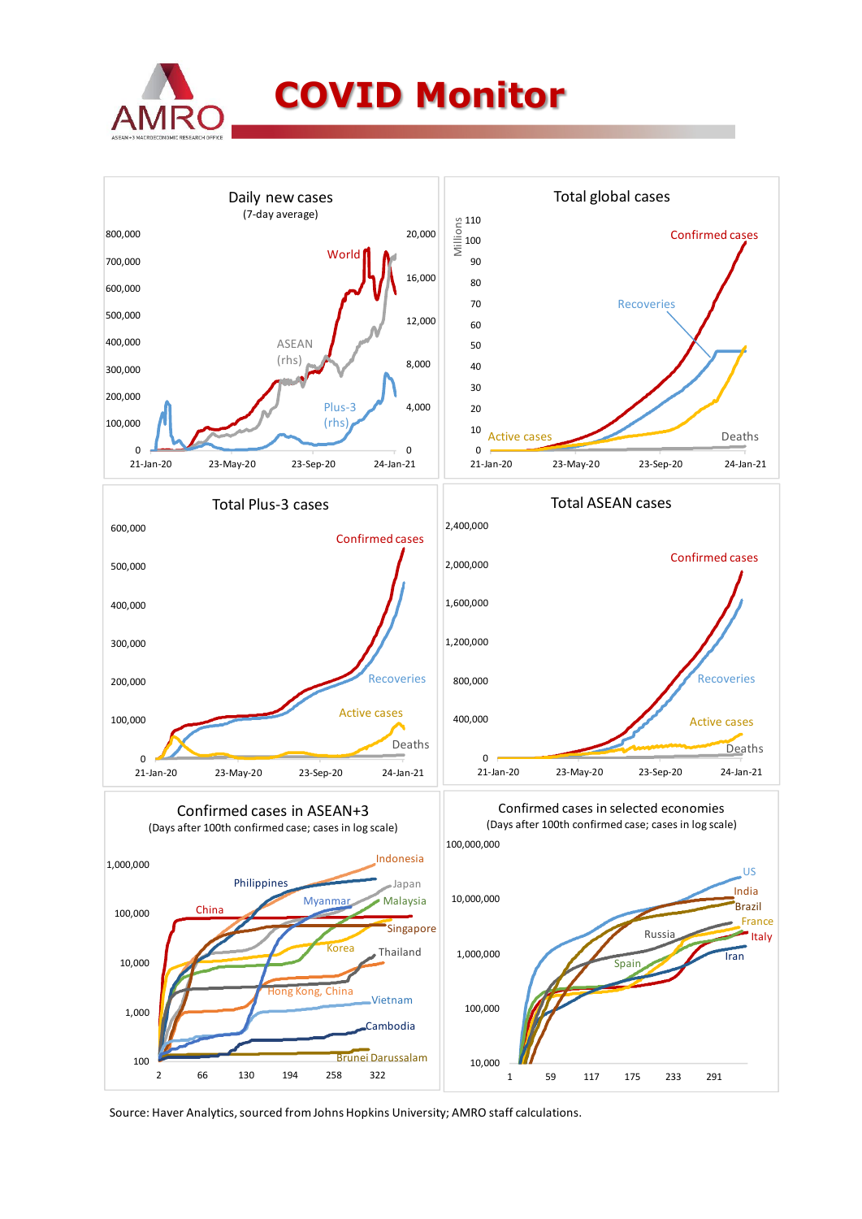# COVID Monitor

## Daily new cases
(7-day average)

800,000
700,000
600,000
500,000
400,000
300,000
200,000
100,000
0

20,000
16,000
12,000
8,000
4,000
0

World
ASEAN (rhs)
Plus-3 (rhs)

21-Jan-20 23-May-20 23-Sep-20 24-Jan-21

## Total global cases

Millions
110
100
90
80
70
60
50
40
30
20
10
0

Confirmed cases
Recoveries
Active cases
Deaths

21-Jan-20 23-May-20 23-Sep-20 24-Jan-21

## Total Plus-3 cases

600,000
500,000
400,000
300,000
200,000
100,000
0

Confirmed cases
Recoveries
Active cases
Deaths

21-Jan-20 23-May-20 23-Sep-20 24-Jan-21

## Total ASEAN cases

2,400,000
2,000,000
1,600,000
1,200,000
800,000
400,000
0

Confirmed cases
Recoveries
Active cases
Deaths

21-Jan-20 23-May-20 23-Sep-20 24-Jan-21

## Confirmed cases in ASEAN+3
(Days after 100th confirmed case; cases in log scale)

1,000,000
100,000
10,000
1,000
100

Indonesia
Philippines
Japan
Myanmar
Malaysia
China
Singapore
Korea
Thailand
Hong Kong, China
Vietnam
Cambodia
Brunei Darussalam

2 66 130 194 258 322

## Confirmed cases in selected economies
(Days after 100th confirmed case; cases in log scale)

100,000,000
10,000,000
1,000,000
100,000
10,000

US
India
Brazil
France
Russia
Italy
Spain
Iran

1 59 117 175 233 291

Source: Haver Analytics, sourced from Johns Hopkins University; AMRO staff calculations.